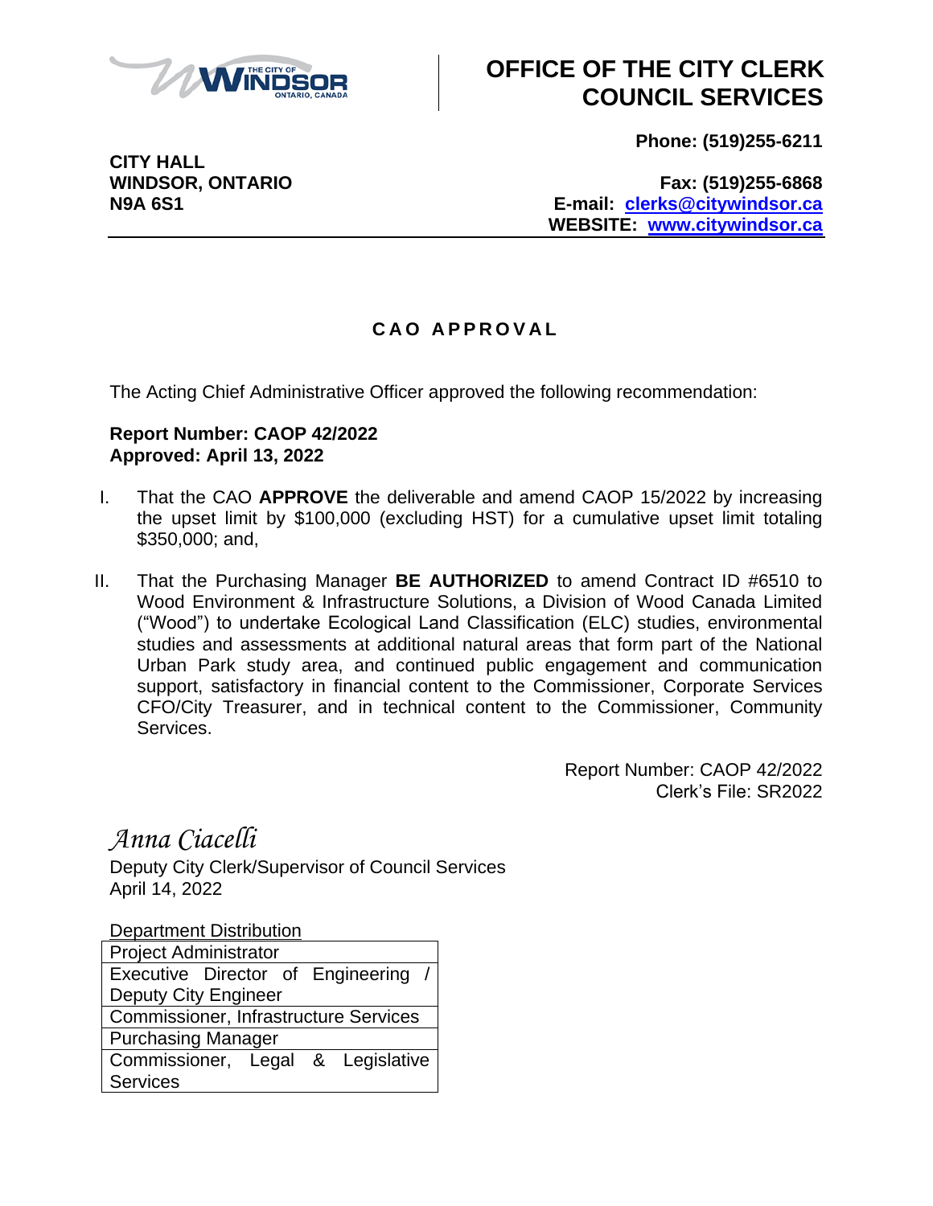# OFFICE OF THE CITY CLERK COUNCIL SERVICES

**CITY HALL**
**WINDSOR, ONTARIO**
**N9A 6S1**

**Phone: (519)255-6211**

**Fax: (519)255-6868**
**E-mail: clerks@citywindsor.ca**
**WEBSITE: www.citywindsor.ca**

## CAO APPROVAL

The Acting Chief Administrative Officer approved the following recommendation:

**Report Number: CAOP 42/2022**
**Approved: April 13, 2022**

I. That the CAO **APPROVE** the deliverable and amend CAOP 15/2022 by increasing the upset limit by $100,000 (excluding HST) for a cumulative upset limit totaling $350,000; and,

II. That the Purchasing Manager **BE AUTHORIZED** to amend Contract ID #6510 to Wood Environment & Infrastructure Solutions, a Division of Wood Canada Limited ("Wood") to undertake Ecological Land Classification (ELC) studies, environmental studies and assessments at additional natural areas that form part of the National Urban Park study area, and continued public engagement and communication support, satisfactory in financial content to the Commissioner, Corporate Services CFO/City Treasurer, and in technical content to the Commissioner, Community Services.

Report Number: CAOP 42/2022
Clerk's File: SR2022

*Anna Ciacelli*
Deputy City Clerk/Supervisor of Council Services
April 14, 2022

Department Distribution

| Department Distribution |
| --- |
| Project Administrator |
| Executive Director of Engineering / Deputy City Engineer |
| Commissioner, Infrastructure Services |
| Purchasing Manager |
| Commissioner, Legal & Legislative Services |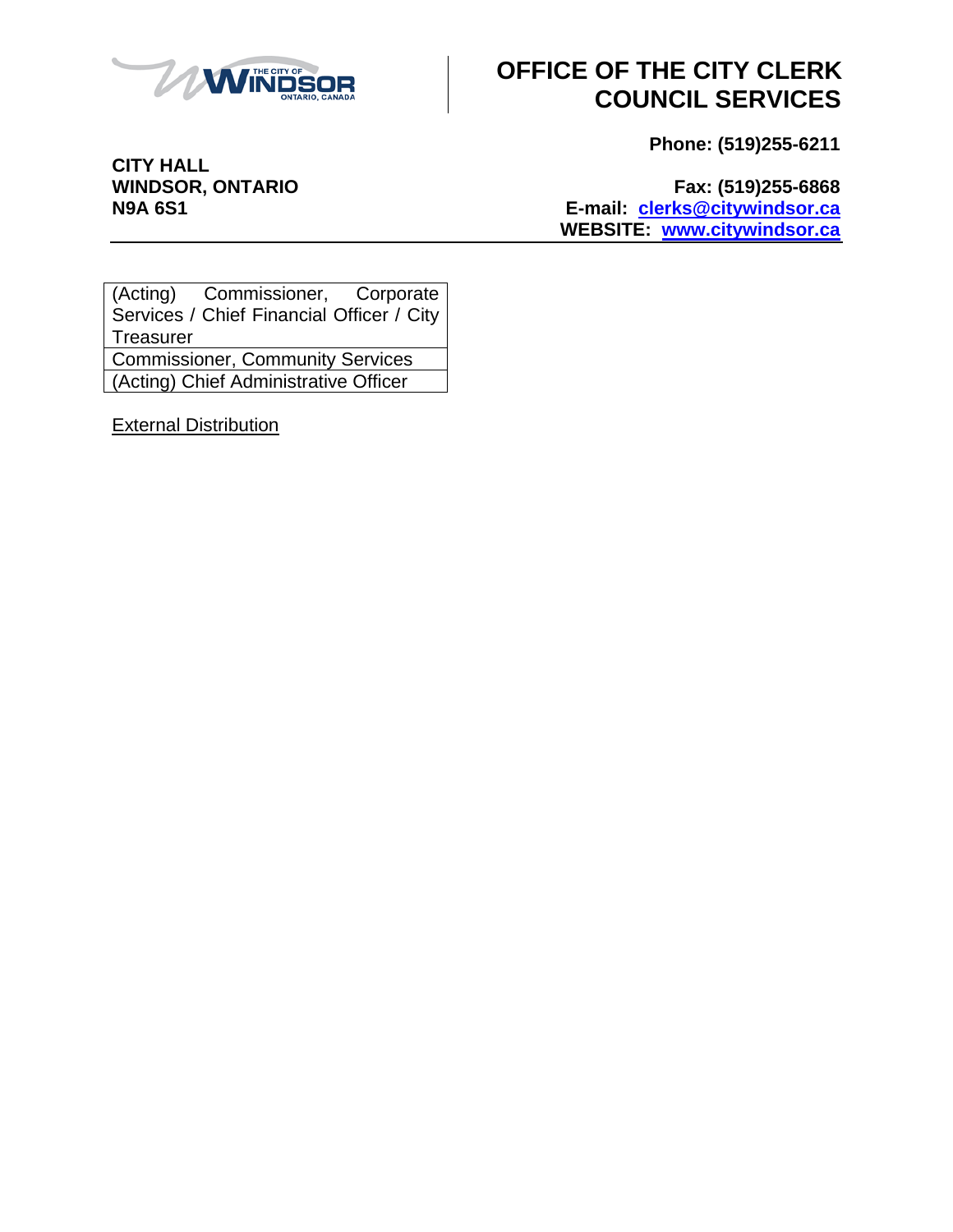# OFFICE OF THE CITY CLERK
# COUNCIL SERVICES

**CITY HALL**
**WINDSOR, ONTARIO**
**N9A 6S1**

**Phone: (519)255-6211**

**Fax: (519)255-6868**
**E-mail: clerks@citywindsor.ca**
**WEBSITE: www.citywindsor.ca**

| |
|---|
| (Acting) Commissioner, Corporate Services / Chief Financial Officer / City Treasurer |
| Commissioner, Community Services |
| (Acting) Chief Administrative Officer |

External Distribution